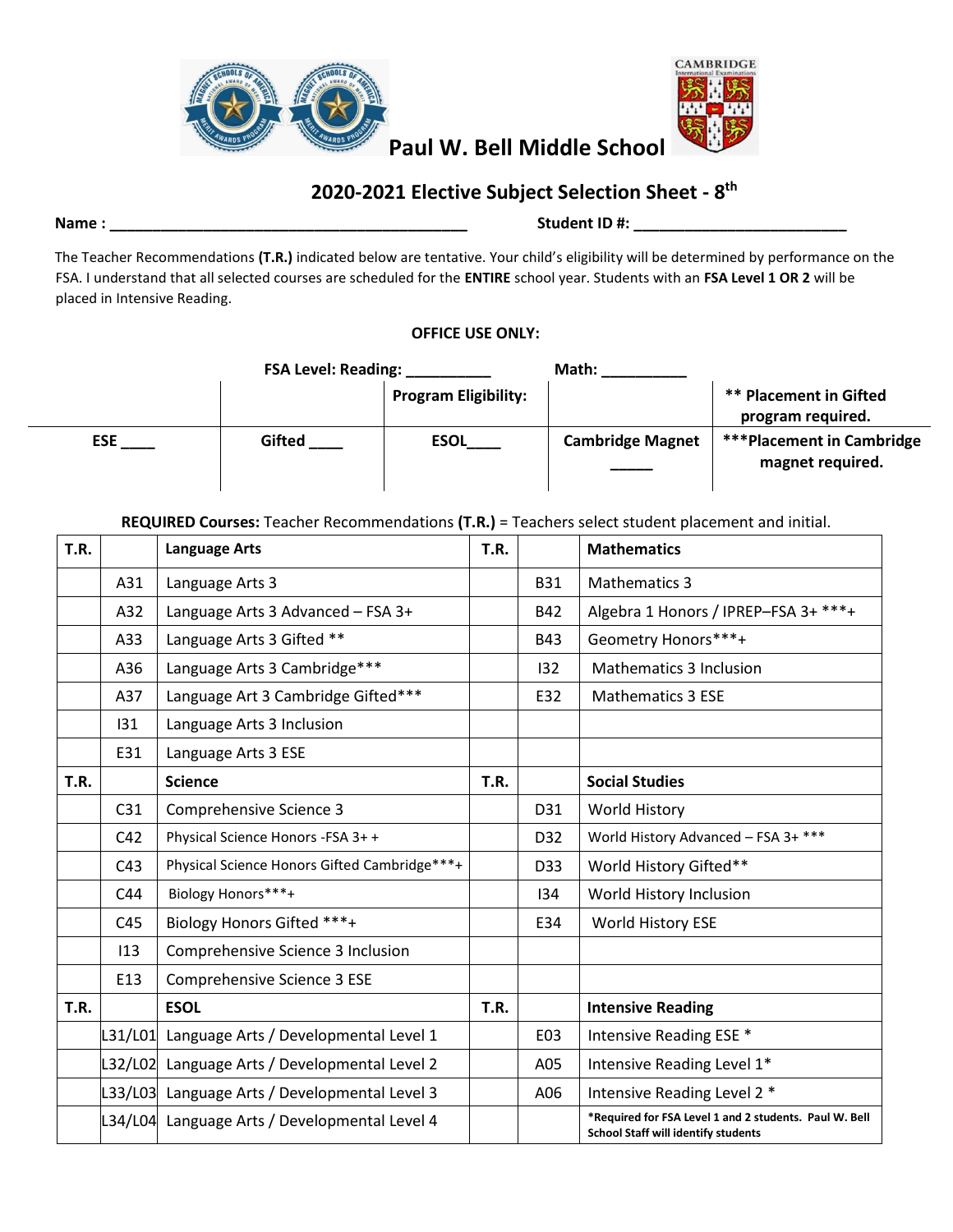# Paul W. Bell Middle School

## 2020-2021 Elective Subject Selection Sheet - 8th

**Name :** ___________________________________________ **Student ID #:** _________________________

The Teacher Recommendations **(T.R.)** indicated below are tentative. Your child's eligibility will be determined by performance on the FSA. I understand that all selected courses are scheduled for the **ENTIRE** school year. Students with an **FSA Level 1 OR 2** will be placed in Intensive Reading.

**OFFICE USE ONLY:**

**FSA Level: Reading:** __________ **Math:** __________

| | | **Program Eligibility:** | | ** Placement in Gifted program required. |
|---|---|---|---|---|
| **ESE** ____ | **Gifted** ____ | **ESOL**____ | **Cambridge Magnet** _____ | ***Placement in Cambridge magnet required. |

**REQUIRED Courses:** Teacher Recommendations **(T.R.)** = Teachers select student placement and initial.

| T.R. | | Language Arts | T.R. | | Mathematics |
|---|---|---|---|---|---|
| | A31 | Language Arts 3 | | B31 | Mathematics 3 |
| | A32 | Language Arts 3 Advanced – FSA 3+ | | B42 | Algebra 1 Honors / IPREP–FSA 3+ ***+ |
| | A33 | Language Arts 3 Gifted ** | | B43 | Geometry Honors***+ |
| | A36 | Language Arts 3 Cambridge*** | | I32 | Mathematics 3 Inclusion |
| | A37 | Language Art 3 Cambridge Gifted*** | | E32 | Mathematics 3 ESE |
| | I31 | Language Arts 3 Inclusion | | | |
| | E31 | Language Arts 3 ESE | | | |
| **T.R.** | | **Science** | **T.R.** | | **Social Studies** |
| | C31 | Comprehensive Science 3 | | D31 | World History |
| | C42 | Physical Science Honors -FSA 3+ + | | D32 | World History Advanced – FSA 3+ *** |
| | C43 | Physical Science Honors Gifted Cambridge***+ | | D33 | World History Gifted** |
| | C44 | Biology Honors***+ | | I34 | World History Inclusion |
| | C45 | Biology Honors Gifted ***+ | | E34 | World History ESE |
| | I13 | Comprehensive Science 3 Inclusion | | | |
| | E13 | Comprehensive Science 3 ESE | | | |
| **T.R.** | | **ESOL** | **T.R.** | | **Intensive Reading** |
| | L31/L01 | Language Arts / Developmental Level 1 | | E03 | Intensive Reading ESE * |
| | L32/L02 | Language Arts / Developmental Level 2 | | A05 | Intensive Reading Level 1* |
| | L33/L03 | Language Arts / Developmental Level 3 | | A06 | Intensive Reading Level 2 * |
| | L34/L04 | Language Arts / Developmental Level 4 | | | **\*Required for FSA Level 1 and 2 students. Paul W. Bell School Staff will identify students** |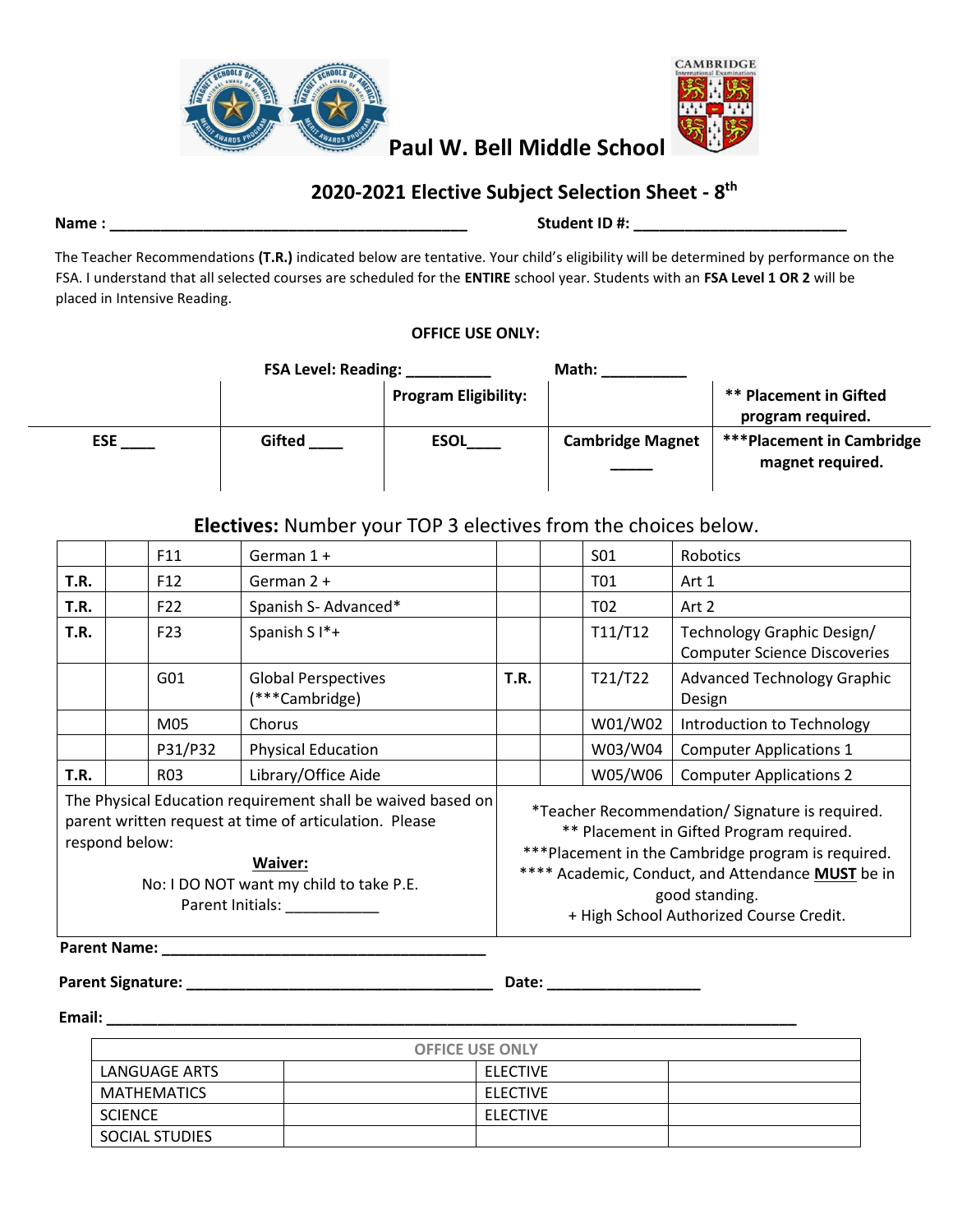**Paul W. Bell Middle School**

## 2020-2021 Elective Subject Selection Sheet - 8th

**Name : ___________________________________________** **Student ID #: _________________________**

The Teacher Recommendations **(T.R.)** indicated below are tentative. Your child's eligibility will be determined by performance on the FSA. I understand that all selected courses are scheduled for the **ENTIRE** school year. Students with an **FSA Level 1 OR 2** will be placed in Intensive Reading.

**OFFICE USE ONLY:**

**FSA Level: Reading: __________** **Math: __________**

| | | | | |
|---|---|---|---|---|
| | | **Program Eligibility:** | | **\*\* Placement in Gifted program required.** |
| **ESE ____** | **Gifted ____** | **ESOL____** | **Cambridge Magnet _____** | **\*\*\*Placement in Cambridge magnet required.** |

**Electives:** Number your TOP 3 electives from the choices below.

| | | | | | | | |
|---|---|---|---|---|---|---|---|
| | | F11 | German 1 + | | | S01 | Robotics |
| **T.R.** | | F12 | German 2 + | | | T01 | Art 1 |
| **T.R.** | | F22 | Spanish S- Advanced* | | | T02 | Art 2 |
| **T.R.** | | F23 | Spanish S I*+ | | | T11/T12 | Technology Graphic Design/ Computer Science Discoveries |
| | | G01 | Global Perspectives (***Cambridge) | **T.R.** | | T21/T22 | Advanced Technology Graphic Design |
| | | M05 | Chorus | | | W01/W02 | Introduction to Technology |
| | | P31/P32 | Physical Education | | | W03/W04 | Computer Applications 1 |
| **T.R.** | | R03 | Library/Office Aide | | | W05/W06 | Computer Applications 2 |

The Physical Education requirement shall be waived based on parent written request at time of articulation. Please respond below:

**Waiver:**
No: I DO NOT want my child to take P.E.
Parent Initials: ___________

*Teacher Recommendation/ Signature is required.
** Placement in Gifted Program required.
***Placement in the Cambridge program is required.
**** Academic, Conduct, and Attendance **MUST** be in good standing.
+ High School Authorized Course Credit.

**Parent Name: ______________________________________**

**Parent Signature: ___________________________________** **Date: __________________**

**Email: ________________________________________________________________________________**

| OFFICE USE ONLY | | | |
|---|---|---|---|
| LANGUAGE ARTS | | ELECTIVE | |
| MATHEMATICS | | ELECTIVE | |
| SCIENCE | | ELECTIVE | |
| SOCIAL STUDIES | | | |